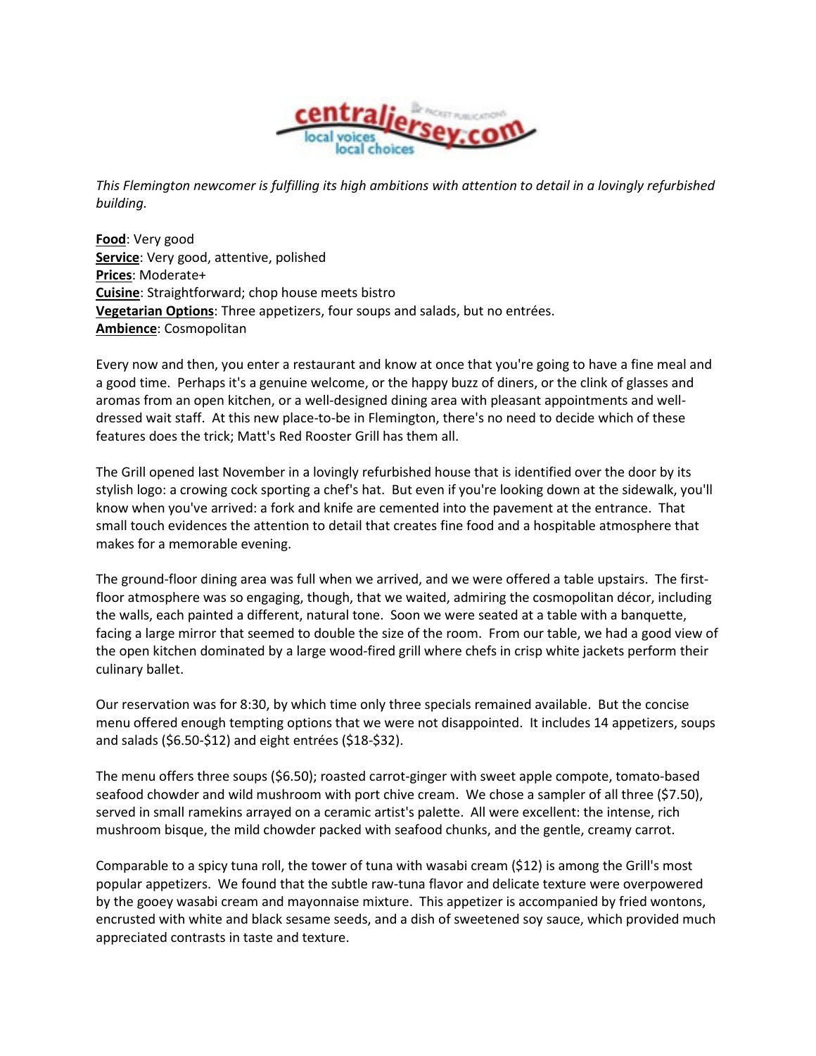*This Flemington newcomer is fulfilling its high ambitions with attention to detail in a lovingly refurbished building.*

**Food**: Very good
**Service**: Very good, attentive, polished
**Prices**: Moderate+
**Cuisine**: Straightforward; chop house meets bistro
**Vegetarian Options**: Three appetizers, four soups and salads, but no entrées.
**Ambience**: Cosmopolitan

Every now and then, you enter a restaurant and know at once that you're going to have a fine meal and a good time. Perhaps it's a genuine welcome, or the happy buzz of diners, or the clink of glasses and aromas from an open kitchen, or a well-designed dining area with pleasant appointments and well-dressed wait staff. At this new place-to-be in Flemington, there's no need to decide which of these features does the trick; Matt's Red Rooster Grill has them all.

The Grill opened last November in a lovingly refurbished house that is identified over the door by its stylish logo: a crowing cock sporting a chef's hat. But even if you're looking down at the sidewalk, you'll know when you've arrived: a fork and knife are cemented into the pavement at the entrance. That small touch evidences the attention to detail that creates fine food and a hospitable atmosphere that makes for a memorable evening.

The ground-floor dining area was full when we arrived, and we were offered a table upstairs. The first-floor atmosphere was so engaging, though, that we waited, admiring the cosmopolitan décor, including the walls, each painted a different, natural tone. Soon we were seated at a table with a banquette, facing a large mirror that seemed to double the size of the room. From our table, we had a good view of the open kitchen dominated by a large wood-fired grill where chefs in crisp white jackets perform their culinary ballet.

Our reservation was for 8:30, by which time only three specials remained available. But the concise menu offered enough tempting options that we were not disappointed. It includes 14 appetizers, soups and salads ($6.50-$12) and eight entrées ($18-$32).

The menu offers three soups ($6.50); roasted carrot-ginger with sweet apple compote, tomato-based seafood chowder and wild mushroom with port chive cream. We chose a sampler of all three ($7.50), served in small ramekins arrayed on a ceramic artist's palette. All were excellent: the intense, rich mushroom bisque, the mild chowder packed with seafood chunks, and the gentle, creamy carrot.

Comparable to a spicy tuna roll, the tower of tuna with wasabi cream ($12) is among the Grill's most popular appetizers. We found that the subtle raw-tuna flavor and delicate texture were overpowered by the gooey wasabi cream and mayonnaise mixture. This appetizer is accompanied by fried wontons, encrusted with white and black sesame seeds, and a dish of sweetened soy sauce, which provided much appreciated contrasts in taste and texture.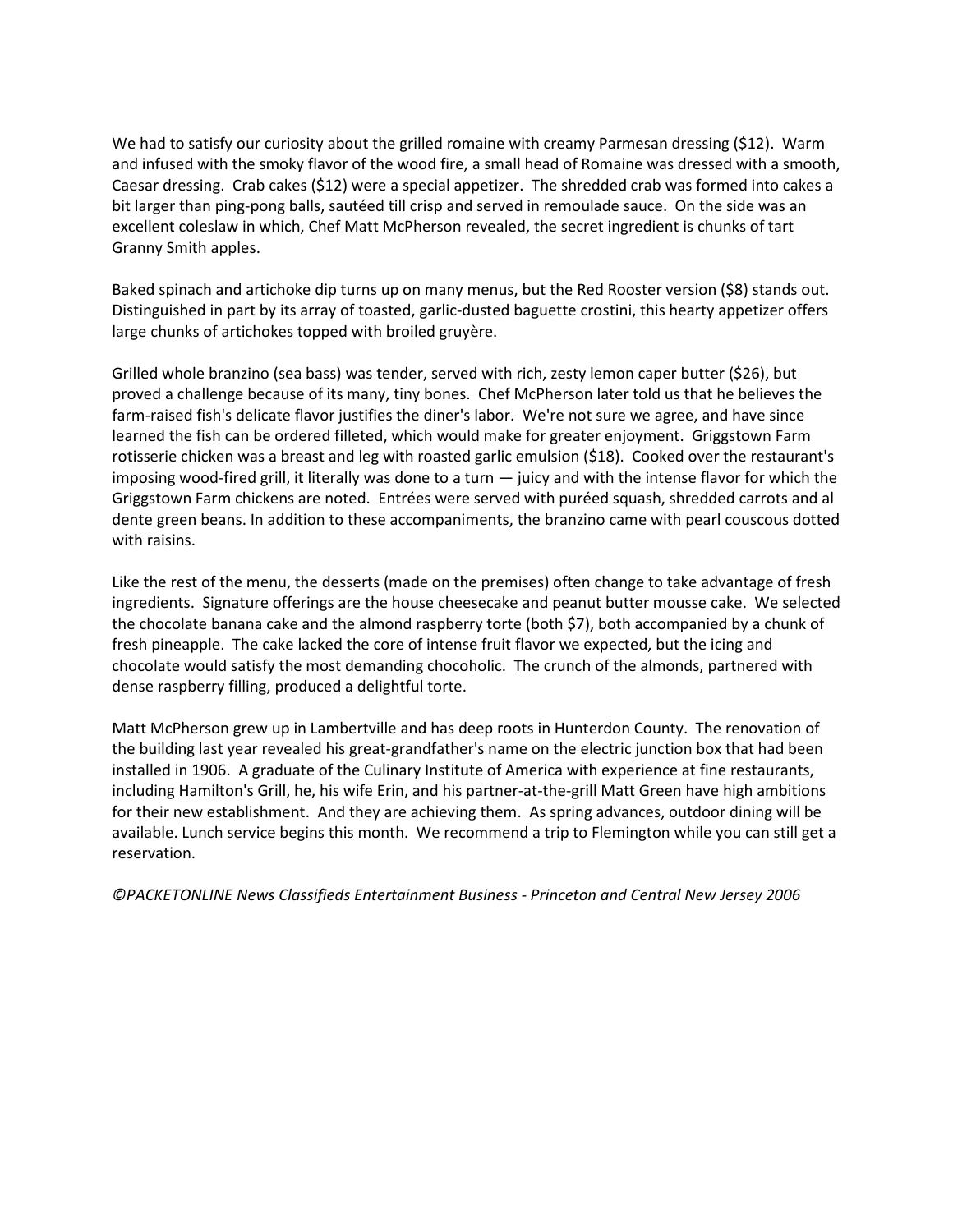We had to satisfy our curiosity about the grilled romaine with creamy Parmesan dressing ($12). Warm and infused with the smoky flavor of the wood fire, a small head of Romaine was dressed with a smooth, Caesar dressing. Crab cakes ($12) were a special appetizer. The shredded crab was formed into cakes a bit larger than ping-pong balls, sautéed till crisp and served in remoulade sauce. On the side was an excellent coleslaw in which, Chef Matt McPherson revealed, the secret ingredient is chunks of tart Granny Smith apples.

Baked spinach and artichoke dip turns up on many menus, but the Red Rooster version ($8) stands out. Distinguished in part by its array of toasted, garlic-dusted baguette crostini, this hearty appetizer offers large chunks of artichokes topped with broiled gruyère.

Grilled whole branzino (sea bass) was tender, served with rich, zesty lemon caper butter ($26), but proved a challenge because of its many, tiny bones. Chef McPherson later told us that he believes the farm-raised fish's delicate flavor justifies the diner's labor. We're not sure we agree, and have since learned the fish can be ordered filleted, which would make for greater enjoyment. Griggstown Farm rotisserie chicken was a breast and leg with roasted garlic emulsion ($18). Cooked over the restaurant's imposing wood-fired grill, it literally was done to a turn — juicy and with the intense flavor for which the Griggstown Farm chickens are noted. Entrées were served with puréed squash, shredded carrots and al dente green beans. In addition to these accompaniments, the branzino came with pearl couscous dotted with raisins.

Like the rest of the menu, the desserts (made on the premises) often change to take advantage of fresh ingredients. Signature offerings are the house cheesecake and peanut butter mousse cake. We selected the chocolate banana cake and the almond raspberry torte (both $7), both accompanied by a chunk of fresh pineapple. The cake lacked the core of intense fruit flavor we expected, but the icing and chocolate would satisfy the most demanding chocoholic. The crunch of the almonds, partnered with dense raspberry filling, produced a delightful torte.

Matt McPherson grew up in Lambertville and has deep roots in Hunterdon County. The renovation of the building last year revealed his great-grandfather's name on the electric junction box that had been installed in 1906. A graduate of the Culinary Institute of America with experience at fine restaurants, including Hamilton's Grill, he, his wife Erin, and his partner-at-the-grill Matt Green have high ambitions for their new establishment. And they are achieving them. As spring advances, outdoor dining will be available. Lunch service begins this month. We recommend a trip to Flemington while you can still get a reservation.

*©PACKETONLINE News Classifieds Entertainment Business - Princeton and Central New Jersey 2006*